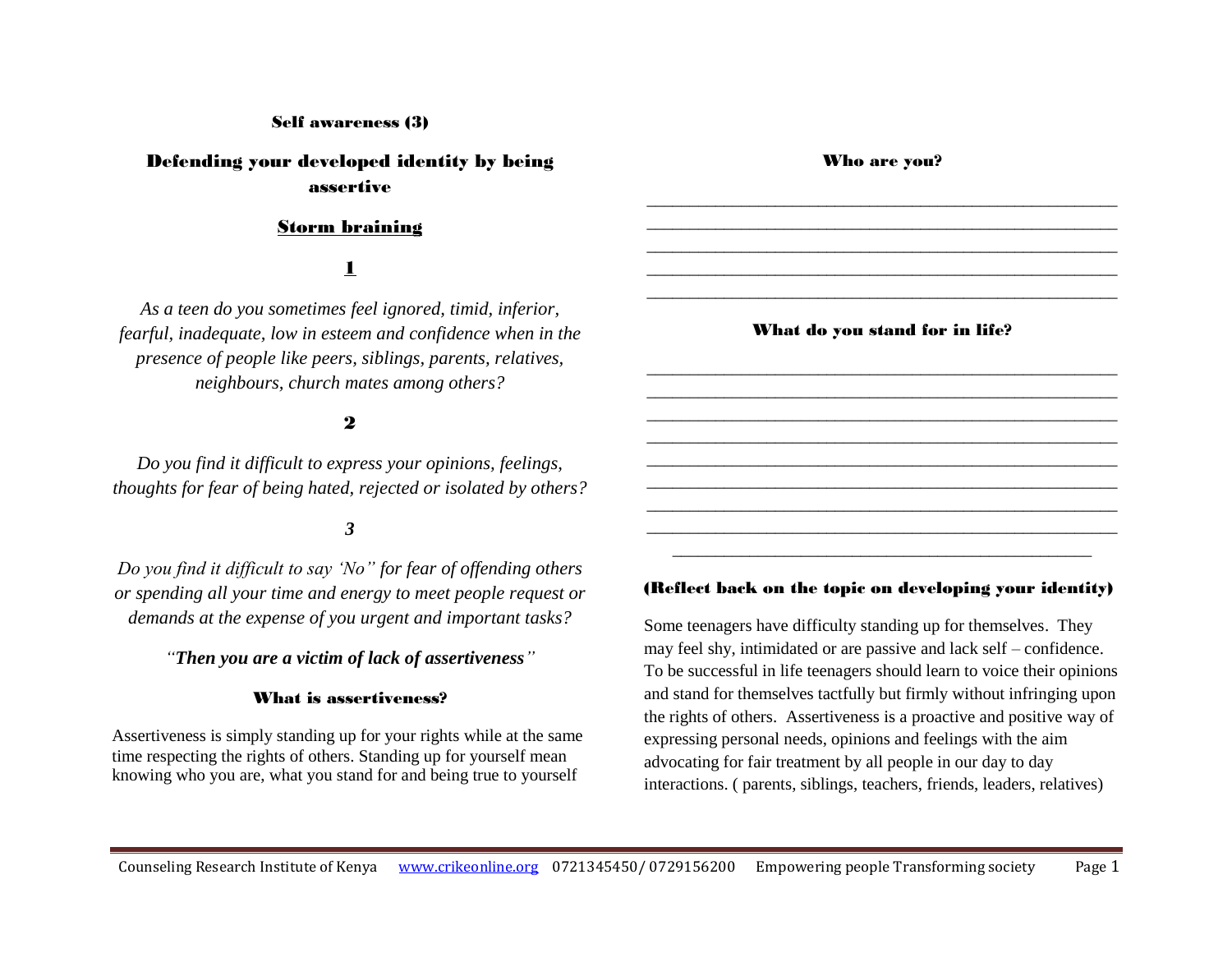**Self awareness (3)**

## Defending your developed identity by being assertive

### Storm braining

**1**

*As a teen do you sometimes feel ignored, timid, inferior, fearful, inadequate, low in esteem and confidence when in the presence of people like peers, siblings, parents, relatives, neighbours, church mates among others?*

**2**

*Do you find it difficult to express your opinions, feelings, thoughts for fear of being hated, rejected or isolated by others?*

***3***

*Do you find it difficult to say 'No" for fear of offending others or spending all your time and energy to meet people request or demands at the expense of you urgent and important tasks?*

*"**Then you are a victim of lack of assertiveness**"*

### What is assertiveness?

Assertiveness is simply standing up for your rights while at the same time respecting the rights of others. Standing up for yourself mean knowing who you are, what you stand for and being true to yourself

### Who are you?

_______________________________________________________

_______________________________________________________

_______________________________________________________

_______________________________________________________

_______________________________________________________

### What do you stand for in life?

_______________________________________________________

_______________________________________________________

_______________________________________________________

_______________________________________________________

_______________________________________________________

_______________________________________________________

_______________________________________________________

_______________________________________________________

_______________________________________________________

**(Reflect back on the topic on developing your identity)**

Some teenagers have difficulty standing up for themselves. They may feel shy, intimidated or are passive and lack self – confidence. To be successful in life teenagers should learn to voice their opinions and stand for themselves tactfully but firmly without infringing upon the rights of others. Assertiveness is a proactive and positive way of expressing personal needs, opinions and feelings with the aim advocating for fair treatment by all people in our day to day interactions. ( parents, siblings, teachers, friends, leaders, relatives)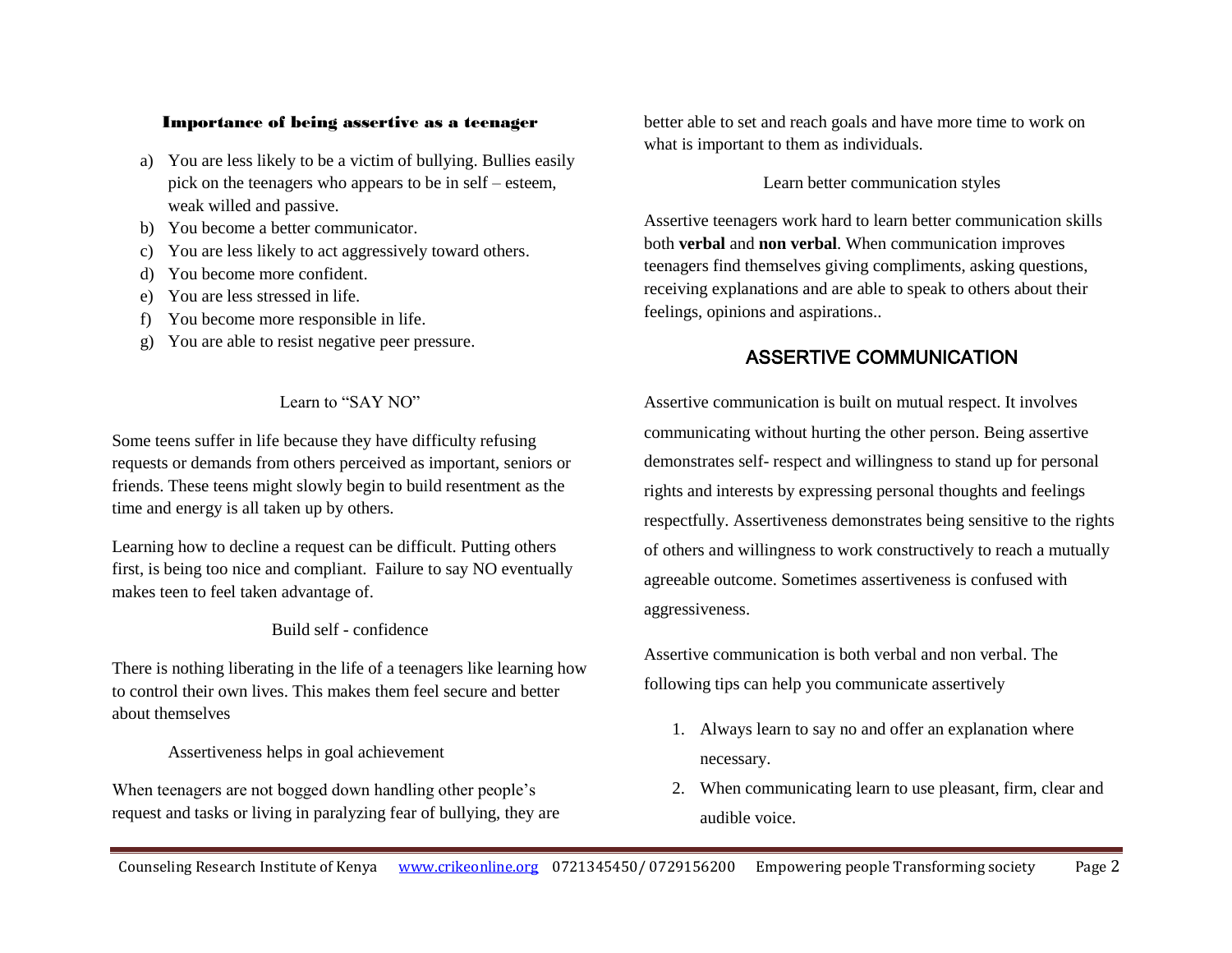### Importance of being assertive as a teenager

a) You are less likely to be a victim of bullying. Bullies easily pick on the teenagers who appears to be in self – esteem, weak willed and passive.
b) You become a better communicator.
c) You are less likely to act aggressively toward others.
d) You become more confident.
e) You are less stressed in life.
f) You become more responsible in life.
g) You are able to resist negative peer pressure.

Learn to "SAY NO"

Some teens suffer in life because they have difficulty refusing requests or demands from others perceived as important, seniors or friends. These teens might slowly begin to build resentment as the time and energy is all taken up by others.

Learning how to decline a request can be difficult. Putting others first, is being too nice and compliant. Failure to say NO eventually makes teen to feel taken advantage of.

Build self - confidence

There is nothing liberating in the life of a teenagers like learning how to control their own lives. This makes them feel secure and better about themselves

Assertiveness helps in goal achievement

When teenagers are not bogged down handling other people's request and tasks or living in paralyzing fear of bullying, they are better able to set and reach goals and have more time to work on what is important to them as individuals.

Learn better communication styles

Assertive teenagers work hard to learn better communication skills both **verbal** and **non verbal**. When communication improves teenagers find themselves giving compliments, asking questions, receiving explanations and are able to speak to others about their feelings, opinions and aspirations..

## ASSERTIVE COMMUNICATION

Assertive communication is built on mutual respect. It involves communicating without hurting the other person. Being assertive demonstrates self- respect and willingness to stand up for personal rights and interests by expressing personal thoughts and feelings respectfully. Assertiveness demonstrates being sensitive to the rights of others and willingness to work constructively to reach a mutually agreeable outcome. Sometimes assertiveness is confused with aggressiveness.

Assertive communication is both verbal and non verbal. The following tips can help you communicate assertively

1. Always learn to say no and offer an explanation where necessary.
2. When communicating learn to use pleasant, firm, clear and audible voice.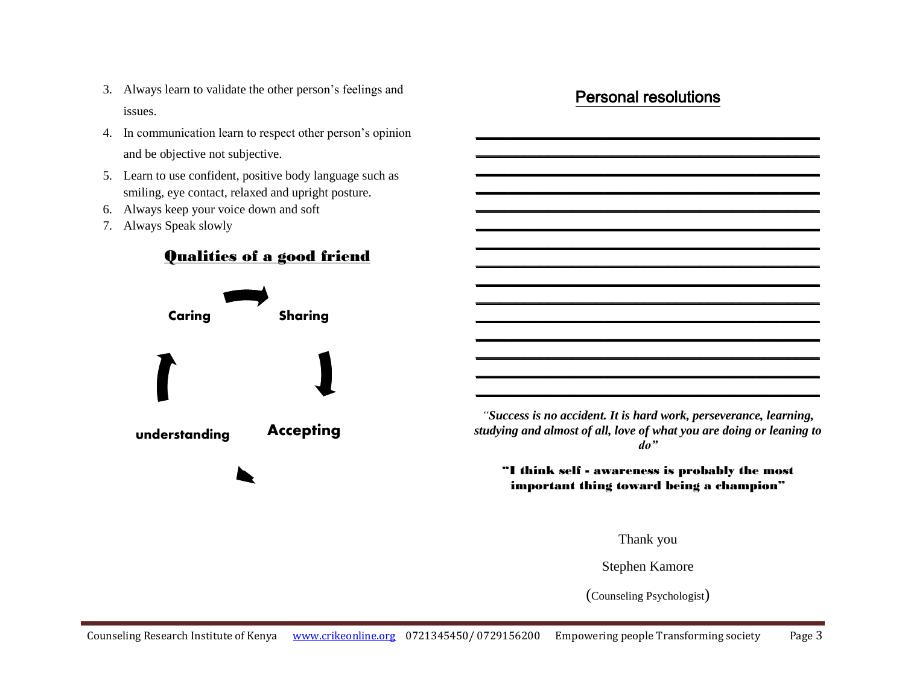3. Always learn to validate the other person's feelings and issues.
4. In communication learn to respect other person's opinion and be objective not subjective.
5. Learn to use confident, positive body language such as smiling, eye contact, relaxed and upright posture.
6. Always keep your voice down and soft
7. Always Speak slowly

## Qualities of a good friend

Caring

Sharing

Accepting

understanding

## Personal resolutions

*"Success is no accident. It is hard work, perseverance, learning, studying and almost of all, love of what you are doing or leaning to do"*

**"I think self - awareness is probably the most important thing toward being a champion"**

Thank you

Stephen Kamore

(Counseling Psychologist)